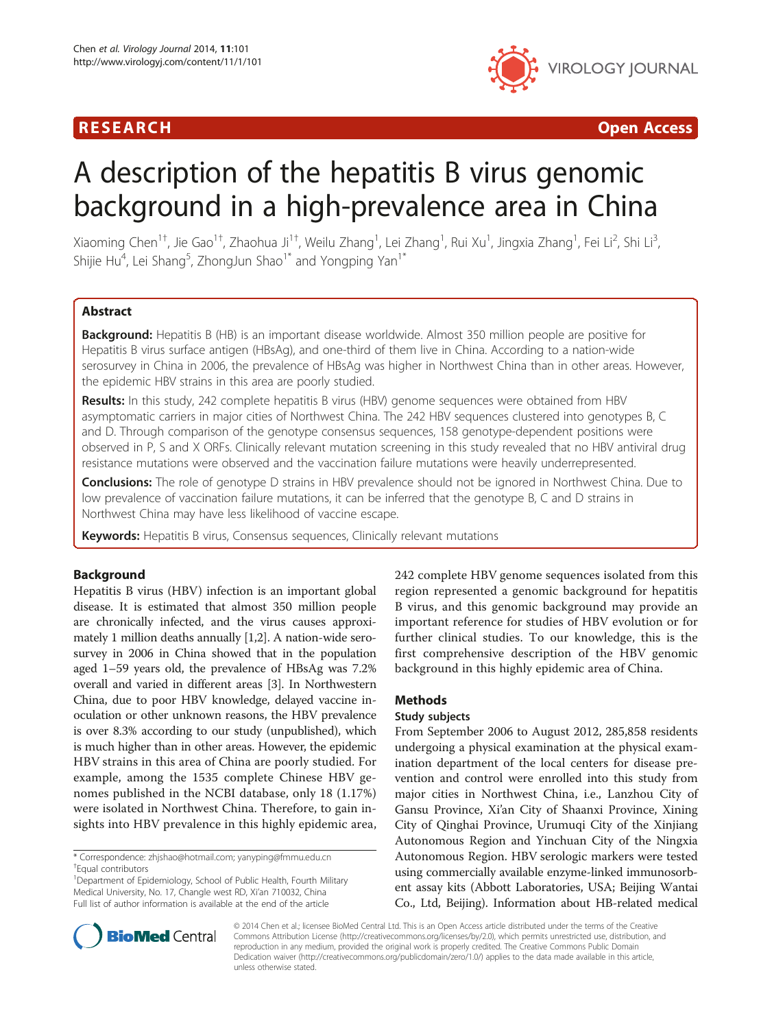RESEARCH Open Access

# A description of the hepatitis B virus genomic background in a high-prevalence area in China

Xiaoming Chen[1†], Jie Gao[1†], Zhaohua Ji[1†], Weilu Zhang[1], Lei Zhang[1], Rui Xu[1], Jingxia Zhang[1], Fei Li[2], Shi Li[3], Shijie Hu[4], Lei Shang[5], ZhongJun Shao[1*] and Yongping Yan[1*]

## Abstract

**Background:** Hepatitis B (HB) is an important disease worldwide. Almost 350 million people are positive for Hepatitis B virus surface antigen (HBsAg), and one-third of them live in China. According to a nation-wide serosurvey in China in 2006, the prevalence of HBsAg was higher in Northwest China than in other areas. However, the epidemic HBV strains in this area are poorly studied.

**Results:** In this study, 242 complete hepatitis B virus (HBV) genome sequences were obtained from HBV asymptomatic carriers in major cities of Northwest China. The 242 HBV sequences clustered into genotypes B, C and D. Through comparison of the genotype consensus sequences, 158 genotype-dependent positions were observed in P, S and X ORFs. Clinically relevant mutation screening in this study revealed that no HBV antiviral drug resistance mutations were observed and the vaccination failure mutations were heavily underrepresented.

**Conclusions:** The role of genotype D strains in HBV prevalence should not be ignored in Northwest China. Due to low prevalence of vaccination failure mutations, it can be inferred that the genotype B, C and D strains in Northwest China may have less likelihood of vaccine escape.

**Keywords:** Hepatitis B virus, Consensus sequences, Clinically relevant mutations

## Background

Hepatitis B virus (HBV) infection is an important global disease. It is estimated that almost 350 million people are chronically infected, and the virus causes approximately 1 million deaths annually [1,2]. A nation-wide serosurvey in 2006 in China showed that in the population aged 1–59 years old, the prevalence of HBsAg was 7.2% overall and varied in different areas [3]. In Northwestern China, due to poor HBV knowledge, delayed vaccine inoculation or other unknown reasons, the HBV prevalence is over 8.3% according to our study (unpublished), which is much higher than in other areas. However, the epidemic HBV strains in this area of China are poorly studied. For example, among the 1535 complete Chinese HBV genomes published in the NCBI database, only 18 (1.17%) were isolated in Northwest China. Therefore, to gain insights into HBV prevalence in this highly epidemic area, 242 complete HBV genome sequences isolated from this region represented a genomic background for hepatitis B virus, and this genomic background may provide an important reference for studies of HBV evolution or for further clinical studies. To our knowledge, this is the first comprehensive description of the HBV genomic background in this highly epidemic area of China.

## Methods

### Study subjects

From September 2006 to August 2012, 285,858 residents undergoing a physical examination at the physical examination department of the local centers for disease prevention and control were enrolled into this study from major cities in Northwest China, i.e., Lanzhou City of Gansu Province, Xi'an City of Shaanxi Province, Xining City of Qinghai Province, Urumuqi City of the Xinjiang Autonomous Region and Yinchuan City of the Ningxia Autonomous Region. HBV serologic markers were tested using commercially available enzyme-linked immunosorbent assay kits (Abbott Laboratories, USA; Beijing Wantai Co., Ltd, Beijing). Information about HB-related medical

\* Correspondence: zhjshao@hotmail.com; yanyping@fmmu.edu.cn
†Equal contributors
[1]Department of Epidemiology, School of Public Health, Fourth Military Medical University, No. 17, Changle west RD, Xi'an 710032, China
Full list of author information is available at the end of the article

© 2014 Chen et al.; licensee BioMed Central Ltd. This is an Open Access article distributed under the terms of the Creative Commons Attribution License (http://creativecommons.org/licenses/by/2.0), which permits unrestricted use, distribution, and reproduction in any medium, provided the original work is properly credited. The Creative Commons Public Domain Dedication waiver (http://creativecommons.org/publicdomain/zero/1.0/) applies to the data made available in this article, unless otherwise stated.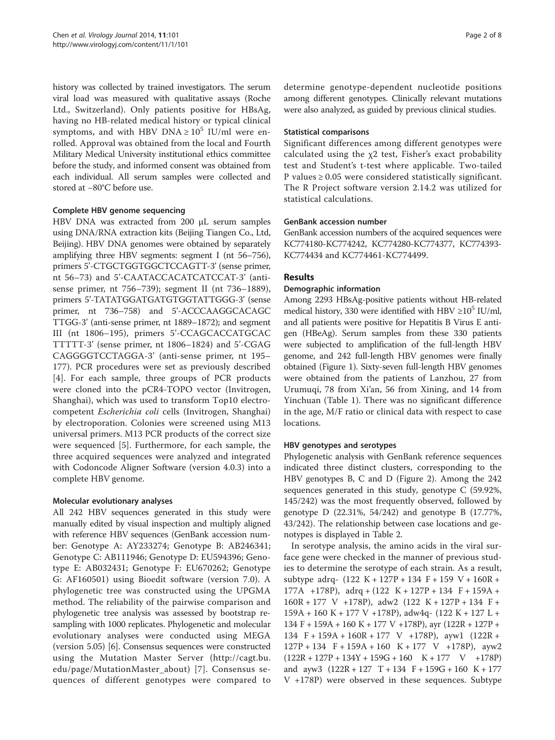history was collected by trained investigators. The serum viral load was measured with qualitative assays (Roche Ltd., Switzerland). Only patients positive for HBsAg, having no HB-related medical history or typical clinical symptoms, and with HBV DNA ≥ $10^5$ IU/ml were enrolled. Approval was obtained from the local and Fourth Military Medical University institutional ethics committee before the study, and informed consent was obtained from each individual. All serum samples were collected and stored at −80°C before use.

### Complete HBV genome sequencing

HBV DNA was extracted from 200 μL serum samples using DNA/RNA extraction kits (Beijing Tiangen Co., Ltd, Beijing). HBV DNA genomes were obtained by separately amplifying three HBV segments: segment I (nt 56–756), primers 5'-CTGCTGGTGGCTCCAGTT-3' (sense primer, nt 56–73) and 5'-CAATACCACATCATCCAT-3' (antisense primer, nt 756–739); segment II (nt 736–1889), primers 5'-TATATGGATGATGTGGTATTGGG-3' (sense primer, nt 736–758) and 5'-ACCCAAGGCACAGCTTGG-3' (anti-sense primer, nt 1889–1872); and segment III (nt 1806–195), primers 5'-CCAGCACCATGCACTTTTT-3' (sense primer, nt 1806–1824) and 5'-CGAGCAGGGGTCCTAGGA-3' (anti-sense primer, nt 195–177). PCR procedures were set as previously described [4]. For each sample, three groups of PCR products were cloned into the pCR4-TOPO vector (Invitrogen, Shanghai), which was used to transform Top10 electrocompetent *Escherichia coli* cells (Invitrogen, Shanghai) by electroporation. Colonies were screened using M13 universal primers. M13 PCR products of the correct size were sequenced [5]. Furthermore, for each sample, the three acquired sequences were analyzed and integrated with Codoncode Aligner Software (version 4.0.3) into a complete HBV genome.

### Molecular evolutionary analyses

All 242 HBV sequences generated in this study were manually edited by visual inspection and multiply aligned with reference HBV sequences (GenBank accession number: Genotype A: AY233274; Genotype B: AB246341; Genotype C: AB111946; Genotype D: EU594396; Genotype E: AB032431; Genotype F: EU670262; Genotype G: AF160501) using Bioedit software (version 7.0). A phylogenetic tree was constructed using the UPGMA method. The reliability of the pairwise comparison and phylogenetic tree analysis was assessed by bootstrap resampling with 1000 replicates. Phylogenetic and molecular evolutionary analyses were conducted using MEGA (version 5.05) [6]. Consensus sequences were constructed using the Mutation Master Server (http://cagt.bu.edu/page/MutationMaster_about) [7]. Consensus sequences of different genotypes were compared to determine genotype-dependent nucleotide positions among different genotypes. Clinically relevant mutations were also analyzed, as guided by previous clinical studies.

### Statistical comparisons

Significant differences among different genotypes were calculated using the $\chi 2$ test, Fisher's exact probability test and Student's t-test where applicable. Two-tailed P values ≥ 0.05 were considered statistically significant. The R Project software version 2.14.2 was utilized for statistical calculations.

### GenBank accession number

GenBank accession numbers of the acquired sequences were KC774180-KC774242, KC774280-KC774377, KC774393-KC774434 and KC774461-KC774499.

## Results

### Demographic information

Among 2293 HBsAg-positive patients without HB-related medical history, 330 were identified with HBV ≥$10^5$ IU/ml, and all patients were positive for Hepatitis B Virus E antigen (HBeAg). Serum samples from these 330 patients were subjected to amplification of the full-length HBV genome, and 242 full-length HBV genomes were finally obtained (Figure 1). Sixty-seven full-length HBV genomes were obtained from the patients of Lanzhou, 27 from Urumuqi, 78 from Xi'an, 56 from Xining, and 14 from Yinchuan (Table 1). There was no significant difference in the age, M/F ratio or clinical data with respect to case locations.

### HBV genotypes and serotypes

Phylogenetic analysis with GenBank reference sequences indicated three distinct clusters, corresponding to the HBV genotypes B, C and D (Figure 2). Among the 242 sequences generated in this study, genotype C (59.92%, 145/242) was the most frequently observed, followed by genotype D (22.31%, 54/242) and genotype B (17.77%, 43/242). The relationship between case locations and genotypes is displayed in Table 2.

In serotype analysis, the amino acids in the viral surface gene were checked in the manner of previous studies to determine the serotype of each strain. As a result, subtype adrq- (122 K + 127P + 134 F + 159 V + 160R + 177A +178P), adrq + (122 K + 127P + 134 F + 159A + 160R + 177 V +178P), adw2 (122 K + 127P + 134 F + 159A + 160 K + 177 V +178P), adw4q- (122 K + 127 L + 134 F + 159A + 160 K + 177 V +178P), ayr (122R + 127P + 134 F + 159A + 160R + 177 V +178P), ayw1 (122R + 127P + 134 F + 159A + 160 K + 177 V +178P), ayw2 (122R + 127P + 134Y + 159G + 160 K + 177 V +178P) and ayw3 (122R + 127 T + 134 F + 159G + 160 K + 177 V +178P) were observed in these sequences. Subtype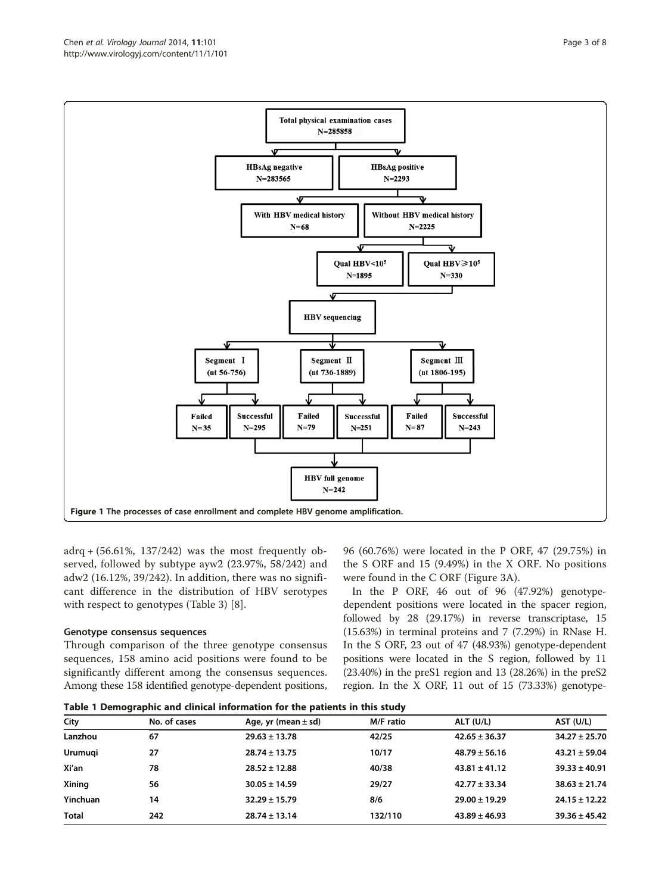Figure 1 The processes of case enrollment and complete HBV genome amplification.

adrq + (56.61%, 137/242) was the most frequently observed, followed by subtype ayw2 (23.97%, 58/242) and adw2 (16.12%, 39/242). In addition, there was no significant difference in the distribution of HBV serotypes with respect to genotypes (Table 3) [8].

### Genotype consensus sequences

Through comparison of the three genotype consensus sequences, 158 amino acid positions were found to be significantly different among the consensus sequences. Among these 158 identified genotype-dependent positions, 96 (60.76%) were located in the P ORF, 47 (29.75%) in the S ORF and 15 (9.49%) in the X ORF. No positions were found in the C ORF (Figure 3A).

In the P ORF, 46 out of 96 (47.92%) genotype-dependent positions were located in the spacer region, followed by 28 (29.17%) in reverse transcriptase, 15 (15.63%) in terminal proteins and 7 (7.29%) in RNase H. In the S ORF, 23 out of 47 (48.93%) genotype-dependent positions were located in the S region, followed by 11 (23.40%) in the preS1 region and 13 (28.26%) in the preS2 region. In the X ORF, 11 out of 15 (73.33%) genotype-

**Table 1 Demographic and clinical information for the patients in this study**

| City | No. of cases | Age, yr (mean ± sd) | M/F ratio | ALT (U/L) | AST (U/L) |
|---|---|---|---|---|---|
| Lanzhou | 67 | 29.63 ± 13.78 | 42/25 | 42.65 ± 36.37 | 34.27 ± 25.70 |
| Urumuqi | 27 | 28.74 ± 13.75 | 10/17 | 48.79 ± 56.16 | 43.21 ± 59.04 |
| Xi'an | 78 | 28.52 ± 12.88 | 40/38 | 43.81 ± 41.12 | 39.33 ± 40.91 |
| Xining | 56 | 30.05 ± 14.59 | 29/27 | 42.77 ± 33.34 | 38.63 ± 21.74 |
| Yinchuan | 14 | 32.29 ± 15.79 | 8/6 | 29.00 ± 19.29 | 24.15 ± 12.22 |
| Total | 242 | 28.74 ± 13.14 | 132/110 | 43.89 ± 46.93 | 39.36 ± 45.42 |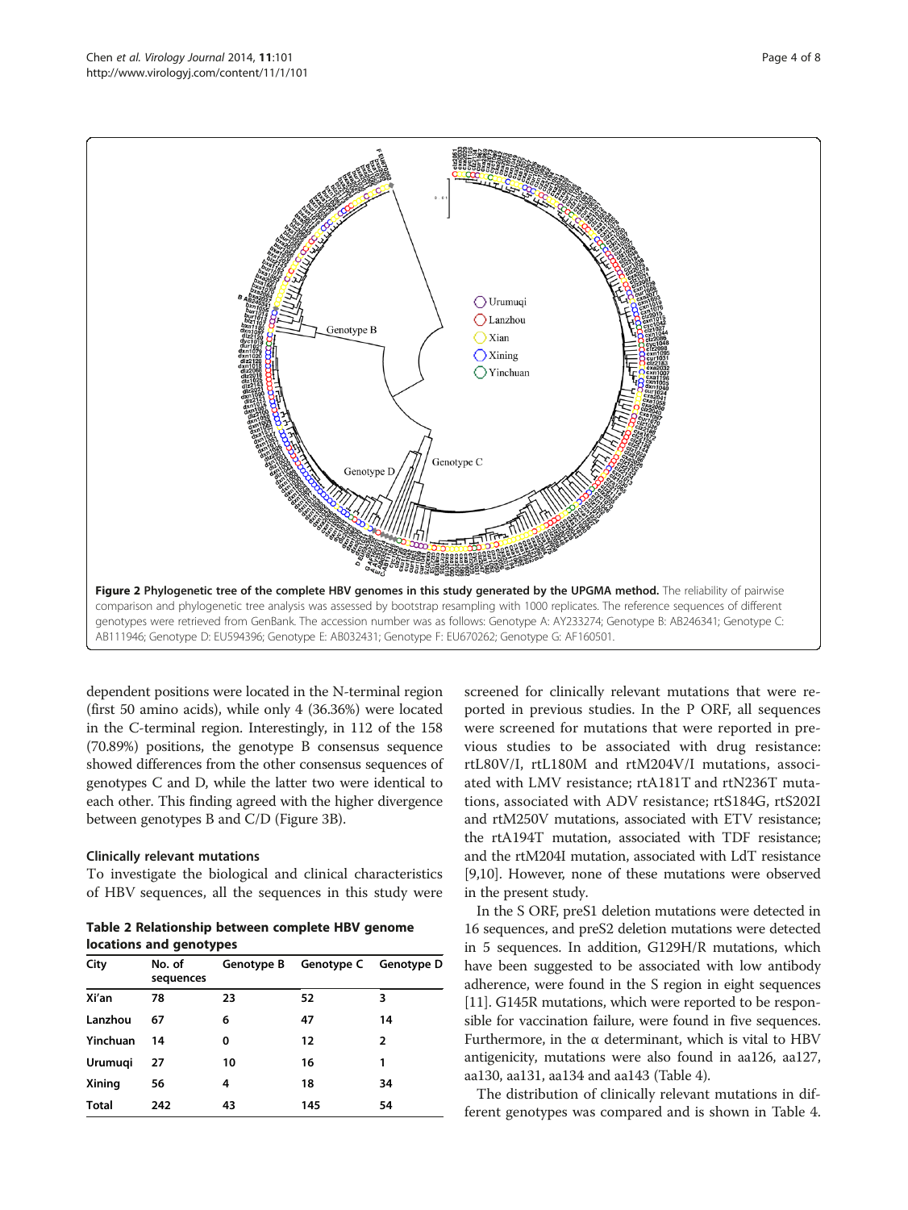Figure 2 Phylogenetic tree of the complete HBV genomes in this study generated by the UPGMA method. The reliability of pairwise comparison and phylogenetic tree analysis was assessed by bootstrap resampling with 1000 replicates. The reference sequences of different genotypes were retrieved from GenBank. The accession number was as follows: Genotype A: AY233274; Genotype B: AB246341; Genotype C: AB111946; Genotype D: EU594396; Genotype E: AB032431; Genotype F: EU670262; Genotype G: AF160501.

dependent positions were located in the N-terminal region (first 50 amino acids), while only 4 (36.36%) were located in the C-terminal region. Interestingly, in 112 of the 158 (70.89%) positions, the genotype B consensus sequence showed differences from the other consensus sequences of genotypes C and D, while the latter two were identical to each other. This finding agreed with the higher divergence between genotypes B and C/D (Figure 3B).

### Clinically relevant mutations

To investigate the biological and clinical characteristics of HBV sequences, all the sequences in this study were screened for clinically relevant mutations that were reported in previous studies. In the P ORF, all sequences were screened for mutations that were reported in previous studies to be associated with drug resistance: rtL80V/I, rtL180M and rtM204V/I mutations, associated with LMV resistance; rtA181T and rtN236T mutations, associated with ADV resistance; rtS184G, rtS202I and rtM250V mutations, associated with ETV resistance; the rtA194T mutation, associated with TDF resistance; and the rtM204I mutation, associated with LdT resistance [9,10]. However, none of these mutations were observed in the present study.

In the S ORF, preS1 deletion mutations were detected in 16 sequences, and preS2 deletion mutations were detected in 5 sequences. In addition, G129H/R mutations, which have been suggested to be associated with low antibody adherence, were found in the S region in eight sequences [11]. G145R mutations, which were reported to be responsible for vaccination failure, were found in five sequences. Furthermore, in the α determinant, which is vital to HBV antigenicity, mutations were also found in aa126, aa127, aa130, aa131, aa134 and aa143 (Table 4).

The distribution of clinically relevant mutations in different genotypes was compared and is shown in Table 4.

**Table 2 Relationship between complete HBV genome locations and genotypes**

| City | No. of sequences | Genotype B | Genotype C | Genotype D |
|---|---|---|---|---|
| Xi'an | 78 | 23 | 52 | 3 |
| Lanzhou | 67 | 6 | 47 | 14 |
| Yinchuan | 14 | 0 | 12 | 2 |
| Urumuqi | 27 | 10 | 16 | 1 |
| Xining | 56 | 4 | 18 | 34 |
| Total | 242 | 43 | 145 | 54 |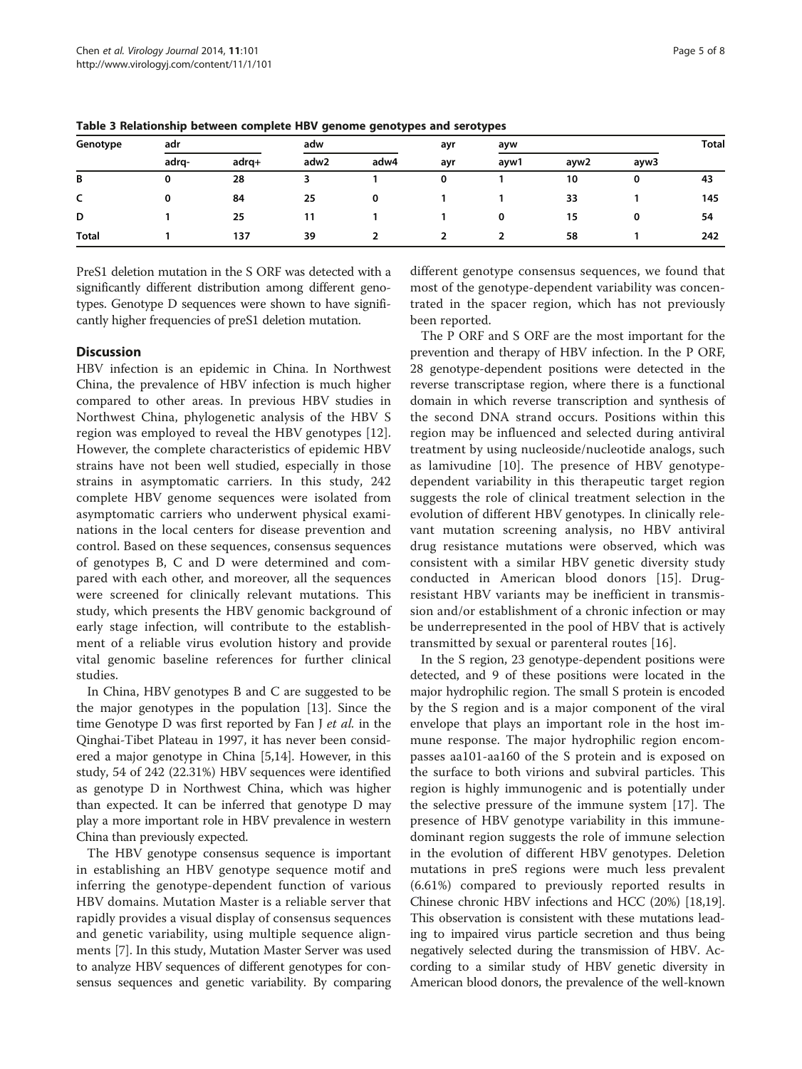**Table 3 Relationship between complete HBV genome genotypes and serotypes**

| Genotype | adr | | adw | | ayr | ayw | | | Total |
|---|---|---|---|---|---|---|---|---|---|
| | adrq- | adrq+ | adw2 | adw4 | ayr | ayw1 | ayw2 | ayw3 | |
| **B** | 0 | 28 | 3 | 1 | 0 | 1 | 10 | 0 | 43 |
| **C** | 0 | 84 | 25 | 0 | 1 | 1 | 33 | 1 | 145 |
| **D** | 1 | 25 | 11 | 1 | 1 | 0 | 15 | 0 | 54 |
| **Total** | 1 | 137 | 39 | 2 | 2 | 2 | 58 | 1 | 242 |

PreS1 deletion mutation in the S ORF was detected with a significantly different distribution among different genotypes. Genotype D sequences were shown to have significantly higher frequencies of preS1 deletion mutation.

## Discussion

HBV infection is an epidemic in China. In Northwest China, the prevalence of HBV infection is much higher compared to other areas. In previous HBV studies in Northwest China, phylogenetic analysis of the HBV S region was employed to reveal the HBV genotypes [12]. However, the complete characteristics of epidemic HBV strains have not been well studied, especially in those strains in asymptomatic carriers. In this study, 242 complete HBV genome sequences were isolated from asymptomatic carriers who underwent physical examinations in the local centers for disease prevention and control. Based on these sequences, consensus sequences of genotypes B, C and D were determined and compared with each other, and moreover, all the sequences were screened for clinically relevant mutations. This study, which presents the HBV genomic background of early stage infection, will contribute to the establishment of a reliable virus evolution history and provide vital genomic baseline references for further clinical studies.

In China, HBV genotypes B and C are suggested to be the major genotypes in the population [13]. Since the time Genotype D was first reported by Fan J *et al.* in the Qinghai-Tibet Plateau in 1997, it has never been considered a major genotype in China [5,14]. However, in this study, 54 of 242 (22.31%) HBV sequences were identified as genotype D in Northwest China, which was higher than expected. It can be inferred that genotype D may play a more important role in HBV prevalence in western China than previously expected.

The HBV genotype consensus sequence is important in establishing an HBV genotype sequence motif and inferring the genotype-dependent function of various HBV domains. Mutation Master is a reliable server that rapidly provides a visual display of consensus sequences and genetic variability, using multiple sequence alignments [7]. In this study, Mutation Master Server was used to analyze HBV sequences of different genotypes for consensus sequences and genetic variability. By comparing different genotype consensus sequences, we found that most of the genotype-dependent variability was concentrated in the spacer region, which has not previously been reported.

The P ORF and S ORF are the most important for the prevention and therapy of HBV infection. In the P ORF, 28 genotype-dependent positions were detected in the reverse transcriptase region, where there is a functional domain in which reverse transcription and synthesis of the second DNA strand occurs. Positions within this region may be influenced and selected during antiviral treatment by using nucleoside/nucleotide analogs, such as lamivudine [10]. The presence of HBV genotype-dependent variability in this therapeutic target region suggests the role of clinical treatment selection in the evolution of different HBV genotypes. In clinically relevant mutation screening analysis, no HBV antiviral drug resistance mutations were observed, which was consistent with a similar HBV genetic diversity study conducted in American blood donors [15]. Drug-resistant HBV variants may be inefficient in transmission and/or establishment of a chronic infection or may be underrepresented in the pool of HBV that is actively transmitted by sexual or parenteral routes [16].

In the S region, 23 genotype-dependent positions were detected, and 9 of these positions were located in the major hydrophilic region. The small S protein is encoded by the S region and is a major component of the viral envelope that plays an important role in the host immune response. The major hydrophilic region encompasses aa101-aa160 of the S protein and is exposed on the surface to both virions and subviral particles. This region is highly immunogenic and is potentially under the selective pressure of the immune system [17]. The presence of HBV genotype variability in this immune-dominant region suggests the role of immune selection in the evolution of different HBV genotypes. Deletion mutations in preS regions were much less prevalent (6.61%) compared to previously reported results in Chinese chronic HBV infections and HCC (20%) [18,19]. This observation is consistent with these mutations leading to impaired virus particle secretion and thus being negatively selected during the transmission of HBV. According to a similar study of HBV genetic diversity in American blood donors, the prevalence of the well-known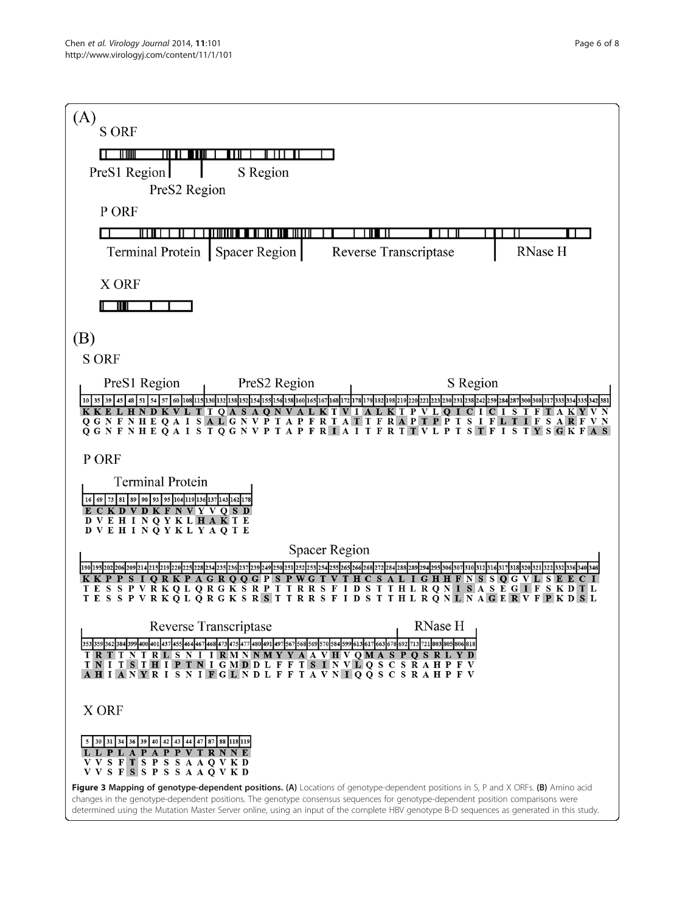(A)

S ORF

PreS1 Region | PreS2 Region | S Region

P ORF

Terminal Protein | Spacer Region | Reverse Transcriptase | RNase H

X ORF

(B)

S ORF

PreS1 Region | PreS2 Region | S Region

| 10 | 35 | 39 | 45 | 48 | 51 | 54 | 57 | 60 | 108 | 115 | 130 | 132 | 138 | 152 | 154 | 155 | 156 | 158 | 160 | 165 | 167 | 168 | 172 | 178 | 179 | 182 | 198 | 219 | 220 | 221 | 223 | 230 | 231 | 238 | 242 | 259 | 284 | 287 | 300 | 308 | 317 | 333 | 334 | 335 | 342 | 381 |
|---|---|---|---|---|---|---|---|---|---|---|---|---|---|---|---|---|---|---|---|---|---|---|---|---|---|---|---|---|---|---|---|---|---|---|---|---|---|---|---|---|---|---|---|---|---|---|
| K | K | E | L | H | N | D | K | V | L | T | T | Q | A | S | A | Q | N | V | A | L | K | T | V | I | A | L | K | T | P | V | L | Q | I | C | I | C | I | S | T | F | T | A | K | Y | V | N |
| Q | G | N | F | N | H | E | Q | A | I | S | A | L | G | N | V | P | T | A | P | F | R | T | A | T | T | F | R | A | P | T | P | P | T | S | I | F | L | T | I | F | S | A | R | F | V | N |
| Q | G | N | F | N | H | E | Q | A | I | S | T | Q | G | N | V | P | T | A | P | F | R | I | A | I | T | F | R | T | T | V | L | P | T | S | T | F | I | S | T | Y | S | G | K | F | A | S |

P ORF

Terminal Protein

| 16 | 69 | 73 | 81 | 89 | 90 | 93 | 95 | 104 | 119 | 136 | 137 | 143 | 162 | 178 |
|---|---|---|---|---|---|---|---|---|---|---|---|---|---|---|
| E | C | K | D | V | D | K | F | N | V | Y | V | Q | S | D |
| D | V | E | H | I | N | Q | Y | K | L | H | A | K | T | E |
| D | V | E | H | I | N | Q | Y | K | L | Y | A | Q | T | E |

Spacer Region

| 190 | 195 | 202 | 206 | 209 | 214 | 215 | 219 | 220 | 225 | 228 | 234 | 235 | 236 | 237 | 239 | 249 | 250 | 251 | 252 | 253 | 254 | 255 | 265 | 266 | 268 | 272 | 284 | 288 | 289 | 294 | 295 | 306 | 307 | 310 | 312 | 316 | 317 | 318 | 320 | 321 | 322 | 332 | 336 | 340 | 346 |
|---|---|---|---|---|---|---|---|---|---|---|---|---|---|---|---|---|---|---|---|---|---|---|---|---|---|---|---|---|---|---|---|---|---|---|---|---|---|---|---|---|---|---|---|---|---|
| K | K | P | P | S | I | Q | R | K | P | A | G | R | Q | Q | G | P | S | P | W | G | T | V | T | H | C | S | A | L | I | G | H | H | F | N | S | S | Q | G | V | L | S | E | E | C | I |
| T | E | S | S | P | V | R | K | Q | L | Q | R | G | K | S | R | P | T | T | R | R | S | F | I | D | S | T | T | H | L | R | Q | N | I | S | A | S | E | G | I | F | S | K | D | T | L |
| T | E | S | S | P | V | R | K | Q | L | Q | R | G | K | S | R | S | T | T | R | R | S | F | I | D | S | T | T | H | L | R | Q | N | L | N | A | G | E | R | V | F | P | K | D | S | L |

Reverse Transcriptase | RNase H

| 353 | 359 | 362 | 384 | 399 | 400 | 401 | 437 | 455 | 464 | 467 | 468 | 473 | 475 | 477 | 480 | 491 | 497 | 567 | 568 | 569 | 570 | 584 | 599 | 613 | 617 | 663 | 678 | 692 | 713 | 721 | 803 | 805 | 806 | 818 |
|---|---|---|---|---|---|---|---|---|---|---|---|---|---|---|---|---|---|---|---|---|---|---|---|---|---|---|---|---|---|---|---|---|---|---|
| T | R | T | T | N | T | R | L | S | N | I | I | R | M | N | N | M | Y | Y | A | A | V | H | V | Q | M | A | S | P | Q | S | R | L | Y | D |
| T | N | I | T | S | T | H | I | P | T | N | I | G | M | D | D | L | F | F | T | S | I | N | V | L | Q | S | C | S | R | A | H | P | F | V |
| A | H | I | A | N | Y | R | I | S | N | I | F | G | L | N | D | L | F | F | T | A | V | N | I | Q | Q | S | C | S | R | A | H | P | F | V |

X ORF

| 5 | 30 | 31 | 34 | 36 | 39 | 40 | 42 | 43 | 44 | 47 | 87 | 88 | 118 | 119 |
|---|---|---|---|---|---|---|---|---|---|---|---|---|---|---|
| L | L | P | L | A | P | A | P | P | V | T | R | N | N | E |
| V | V | S | F | T | S | P | S | S | A | A | Q | V | K | D |
| V | V | S | F | S | S | P | S | S | A | A | Q | V | K | D |

**Figure 3 Mapping of genotype-dependent positions. (A)** Locations of genotype-dependent positions in S, P and X ORFs. **(B)** Amino acid changes in the genotype-dependent positions. The genotype consensus sequences for genotype-dependent position comparisons were determined using the Mutation Master Server online, using an input of the complete HBV genotype B-D sequences as generated in this study.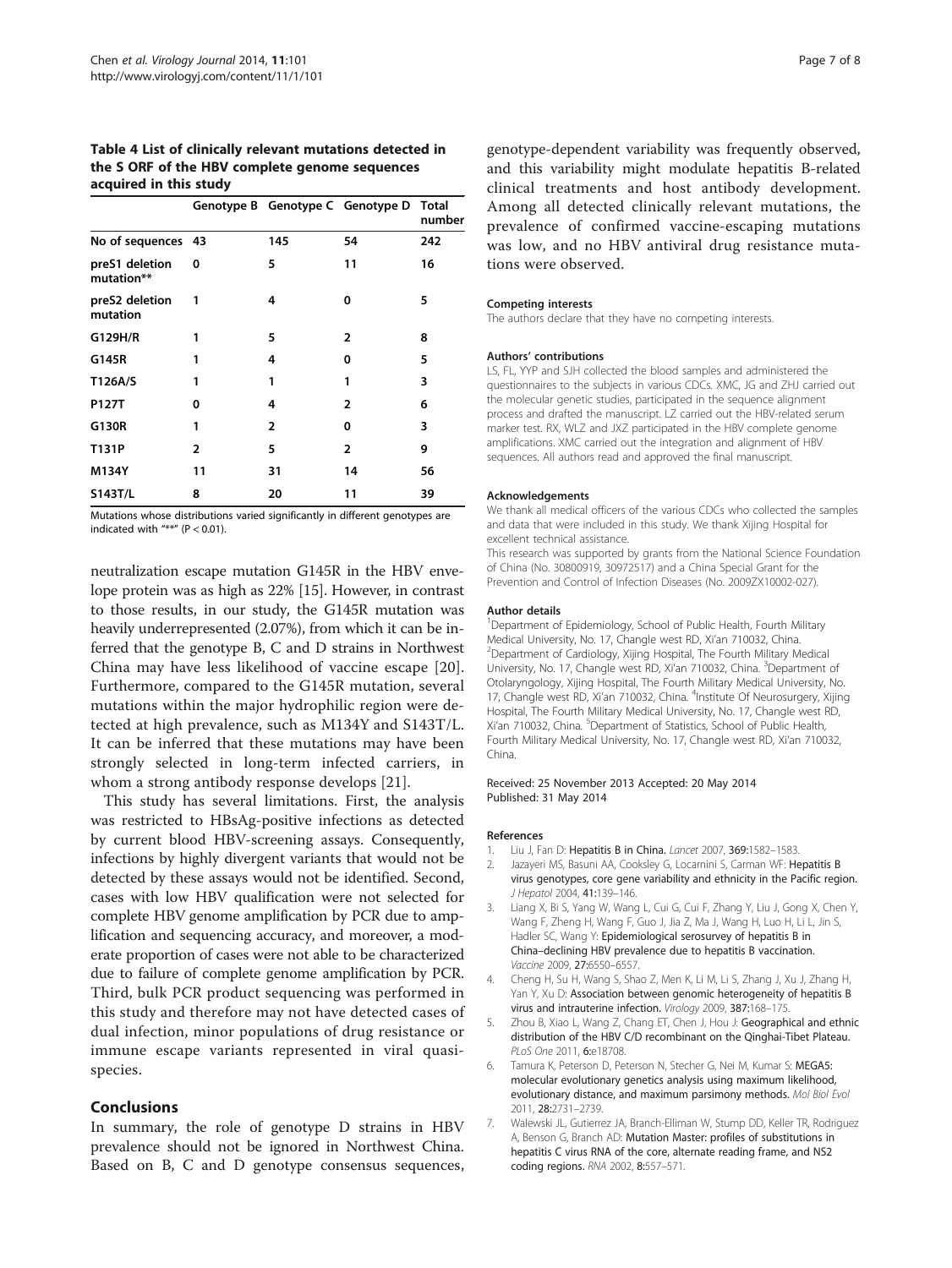**Table 4 List of clinically relevant mutations detected in the S ORF of the HBV complete genome sequences acquired in this study**

| | Genotype B | Genotype C | Genotype D | Total number |
|---|---|---|---|---|
| No of sequences | 43 | 145 | 54 | 242 |
| preS1 deletion mutation** | 0 | 5 | 11 | 16 |
| preS2 deletion mutation | 1 | 4 | 0 | 5 |
| G129H/R | 1 | 5 | 2 | 8 |
| G145R | 1 | 4 | 0 | 5 |
| T126A/S | 1 | 1 | 1 | 3 |
| P127T | 0 | 4 | 2 | 6 |
| G130R | 1 | 2 | 0 | 3 |
| T131P | 2 | 5 | 2 | 9 |
| M134Y | 11 | 31 | 14 | 56 |
| S143T/L | 8 | 20 | 11 | 39 |

Mutations whose distributions varied significantly in different genotypes are indicated with "**" ($P < 0.01$).

neutralization escape mutation G145R in the HBV envelope protein was as high as 22% [15]. However, in contrast to those results, in our study, the G145R mutation was heavily underrepresented (2.07%), from which it can be inferred that the genotype B, C and D strains in Northwest China may have less likelihood of vaccine escape [20]. Furthermore, compared to the G145R mutation, several mutations within the major hydrophilic region were detected at high prevalence, such as M134Y and S143T/L. It can be inferred that these mutations may have been strongly selected in long-term infected carriers, in whom a strong antibody response develops [21].

This study has several limitations. First, the analysis was restricted to HBsAg-positive infections as detected by current blood HBV-screening assays. Consequently, infections by highly divergent variants that would not be detected by these assays would not be identified. Second, cases with low HBV qualification were not selected for complete HBV genome amplification by PCR due to amplification and sequencing accuracy, and moreover, a moderate proportion of cases were not able to be characterized due to failure of complete genome amplification by PCR. Third, bulk PCR product sequencing was performed in this study and therefore may not have detected cases of dual infection, minor populations of drug resistance or immune escape variants represented in viral quasispecies.

## Conclusions

In summary, the role of genotype D strains in HBV prevalence should not be ignored in Northwest China. Based on B, C and D genotype consensus sequences, genotype-dependent variability was frequently observed, and this variability might modulate hepatitis B-related clinical treatments and host antibody development. Among all detected clinically relevant mutations, the prevalence of confirmed vaccine-escaping mutations was low, and no HBV antiviral drug resistance mutations were observed.

#### Competing interests

The authors declare that they have no competing interests.

#### Authors' contributions

LS, FL, YYP and SJH collected the blood samples and administered the questionnaires to the subjects in various CDCs. XMC, JG and ZHJ carried out the molecular genetic studies, participated in the sequence alignment process and drafted the manuscript. LZ carried out the HBV-related serum marker test. RX, WLZ and JXZ participated in the HBV complete genome amplifications. XMC carried out the integration and alignment of HBV sequences. All authors read and approved the final manuscript.

#### Acknowledgements

We thank all medical officers of the various CDCs who collected the samples and data that were included in this study. We thank Xijing Hospital for excellent technical assistance.

This research was supported by grants from the National Science Foundation of China (No. 30800919, 30972517) and a China Special Grant for the Prevention and Control of Infection Diseases (No. 2009ZX10002-027).

#### Author details

[1]Department of Epidemiology, School of Public Health, Fourth Military Medical University, No. 17, Changle west RD, Xi'an 710032, China. [2]Department of Cardiology, Xijing Hospital, The Fourth Military Medical University, No. 17, Changle west RD, Xi'an 710032, China. [3]Department of Otolaryngology, Xijing Hospital, The Fourth Military Medical University, No. 17, Changle west RD, Xi'an 710032, China. [4]Institute Of Neurosurgery, Xijing Hospital, The Fourth Military Medical University, No. 17, Changle west RD, Xi'an 710032, China. [5]Department of Statistics, School of Public Health, Fourth Military Medical University, No. 17, Changle west RD, Xi'an 710032, China.

Received: 25 November 2013 Accepted: 20 May 2014
Published: 31 May 2014

#### References

1. Liu J, Fan D: **Hepatitis B in China.** *Lancet* 2007, **369:**1582–1583.
2. Jazayeri MS, Basuni AA, Cooksley G, Locarnini S, Carman WF: **Hepatitis B virus genotypes, core gene variability and ethnicity in the Pacific region.** *J Hepatol* 2004, **41:**139–146.
3. Liang X, Bi S, Yang W, Wang L, Cui G, Cui F, Zhang Y, Liu J, Gong X, Chen Y, Wang F, Zheng H, Wang F, Guo J, Jia Z, Ma J, Wang H, Luo H, Li L, Jin S, Hadler SC, Wang Y: **Epidemiological serosurvey of hepatitis B in China–declining HBV prevalence due to hepatitis B vaccination.** *Vaccine* 2009, **27:**6550–6557.
4. Cheng H, Su H, Wang S, Shao Z, Men K, Li M, Li S, Zhang J, Xu J, Zhang H, Yan Y, Xu D: **Association between genomic heterogeneity of hepatitis B virus and intrauterine infection.** *Virology* 2009, **387:**168–175.
5. Zhou B, Xiao L, Wang Z, Chang ET, Chen J, Hou J: **Geographical and ethnic distribution of the HBV C/D recombinant on the Qinghai-Tibet Plateau.** *PLoS One* 2011, **6:**e18708.
6. Tamura K, Peterson D, Peterson N, Stecher G, Nei M, Kumar S: **MEGA5: molecular evolutionary genetics analysis using maximum likelihood, evolutionary distance, and maximum parsimony methods.** *Mol Biol Evol* 2011, **28:**2731–2739.
7. Walewski JL, Gutierrez JA, Branch-Elliman W, Stump DD, Keller TR, Rodriguez A, Benson G, Branch AD: **Mutation Master: profiles of substitutions in hepatitis C virus RNA of the core, alternate reading frame, and NS2 coding regions.** *RNA* 2002, **8:**557–571.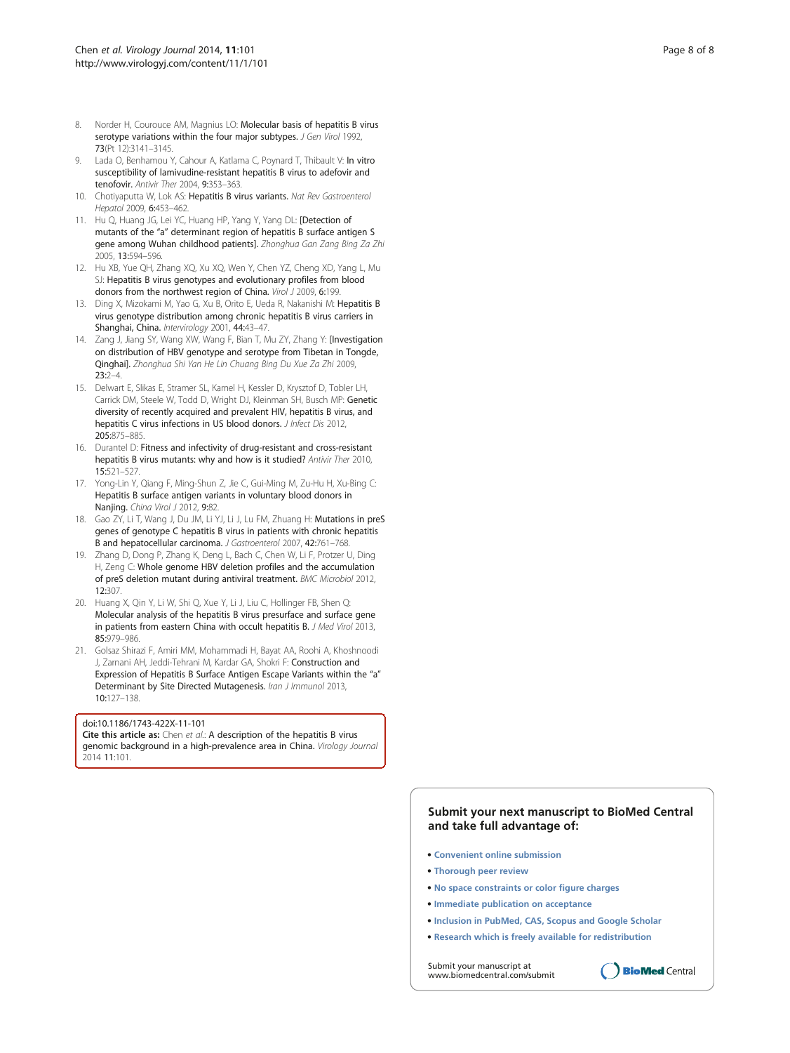8. Norder H, Courouce AM, Magnius LO: **Molecular basis of hepatitis B virus serotype variations within the four major subtypes.** *J Gen Virol* 1992, **73**(Pt 12):3141–3145.
9. Lada O, Benhamou Y, Cahour A, Katlama C, Poynard T, Thibault V: **In vitro susceptibility of lamivudine-resistant hepatitis B virus to adefovir and tenofovir.** *Antivir Ther* 2004, **9**:353–363.
10. Chotiyaputta W, Lok AS: **Hepatitis B virus variants.** *Nat Rev Gastroenterol Hepatol* 2009, **6**:453–462.
11. Hu Q, Huang JG, Lei YC, Huang HP, Yang Y, Yang DL: **[Detection of mutants of the "a" determinant region of hepatitis B surface antigen S gene among Wuhan childhood patients].** *Zhonghua Gan Zang Bing Za Zhi* 2005, **13**:594–596.
12. Hu XB, Yue QH, Zhang XQ, Xu XQ, Wen Y, Chen YZ, Cheng XD, Yang L, Mu SJ: **Hepatitis B virus genotypes and evolutionary profiles from blood donors from the northwest region of China.** *Virol J* 2009, **6**:199.
13. Ding X, Mizokami M, Yao G, Xu B, Orito E, Ueda R, Nakanishi M: **Hepatitis B virus genotype distribution among chronic hepatitis B virus carriers in Shanghai, China.** *Intervirology* 2001, **44**:43–47.
14. Zang J, Jiang SY, Wang XW, Wang F, Bian T, Mu ZY, Zhang Y: **[Investigation on distribution of HBV genotype and serotype from Tibetan in Tongde, Qinghai].** *Zhonghua Shi Yan He Lin Chuang Bing Du Xue Za Zhi* 2009, **23**:2–4.
15. Delwart E, Slikas E, Stramer SL, Kamel H, Kessler D, Krysztof D, Tobler LH, Carrick DM, Steele W, Todd D, Wright DJ, Kleinman SH, Busch MP: **Genetic diversity of recently acquired and prevalent HIV, hepatitis B virus, and hepatitis C virus infections in US blood donors.** *J Infect Dis* 2012, **205**:875–885.
16. Durantel D: **Fitness and infectivity of drug-resistant and cross-resistant hepatitis B virus mutants: why and how is it studied?** *Antivir Ther* 2010, **15**:521–527.
17. Yong-Lin Y, Qiang F, Ming-Shun Z, Jie C, Gui-Ming M, Zu-Hu H, Xu-Bing C: **Hepatitis B surface antigen variants in voluntary blood donors in Nanjing.** *China Virol J* 2012, **9**:82.
18. Gao ZY, Li T, Wang J, Du JM, Li YJ, Li J, Lu FM, Zhuang H: **Mutations in preS genes of genotype C hepatitis B virus in patients with chronic hepatitis B and hepatocellular carcinoma.** *J Gastroenterol* 2007, **42**:761–768.
19. Zhang D, Dong P, Zhang K, Deng L, Bach C, Chen W, Li F, Protzer U, Ding H, Zeng C: **Whole genome HBV deletion profiles and the accumulation of preS deletion mutant during antiviral treatment.** *BMC Microbiol* 2012, **12**:307.
20. Huang X, Qin Y, Li W, Shi Q, Xue Y, Li J, Liu C, Hollinger FB, Shen Q: **Molecular analysis of the hepatitis B virus presurface and surface gene in patients from eastern China with occult hepatitis B.** *J Med Virol* 2013, **85**:979–986.
21. Golsaz Shirazi F, Amiri MM, Mohammadi H, Bayat AA, Roohi A, Khoshnoodi J, Zarnani AH, Jeddi-Tehrani M, Kardar GA, Shokri F: **Construction and Expression of Hepatitis B Surface Antigen Escape Variants within the "a" Determinant by Site Directed Mutagenesis.** *Iran J Immunol* 2013, **10**:127–138.

doi:10.1186/1743-422X-11-101

**Cite this article as:** Chen *et al.*: A description of the hepatitis B virus genomic background in a high-prevalence area in China. *Virology Journal* 2014 **11**:101.

**Submit your next manuscript to BioMed Central and take full advantage of:**

- Convenient online submission
- Thorough peer review
- No space constraints or color figure charges
- Immediate publication on acceptance
- Inclusion in PubMed, CAS, Scopus and Google Scholar
- Research which is freely available for redistribution

Submit your manuscript at
www.biomedcentral.com/submit